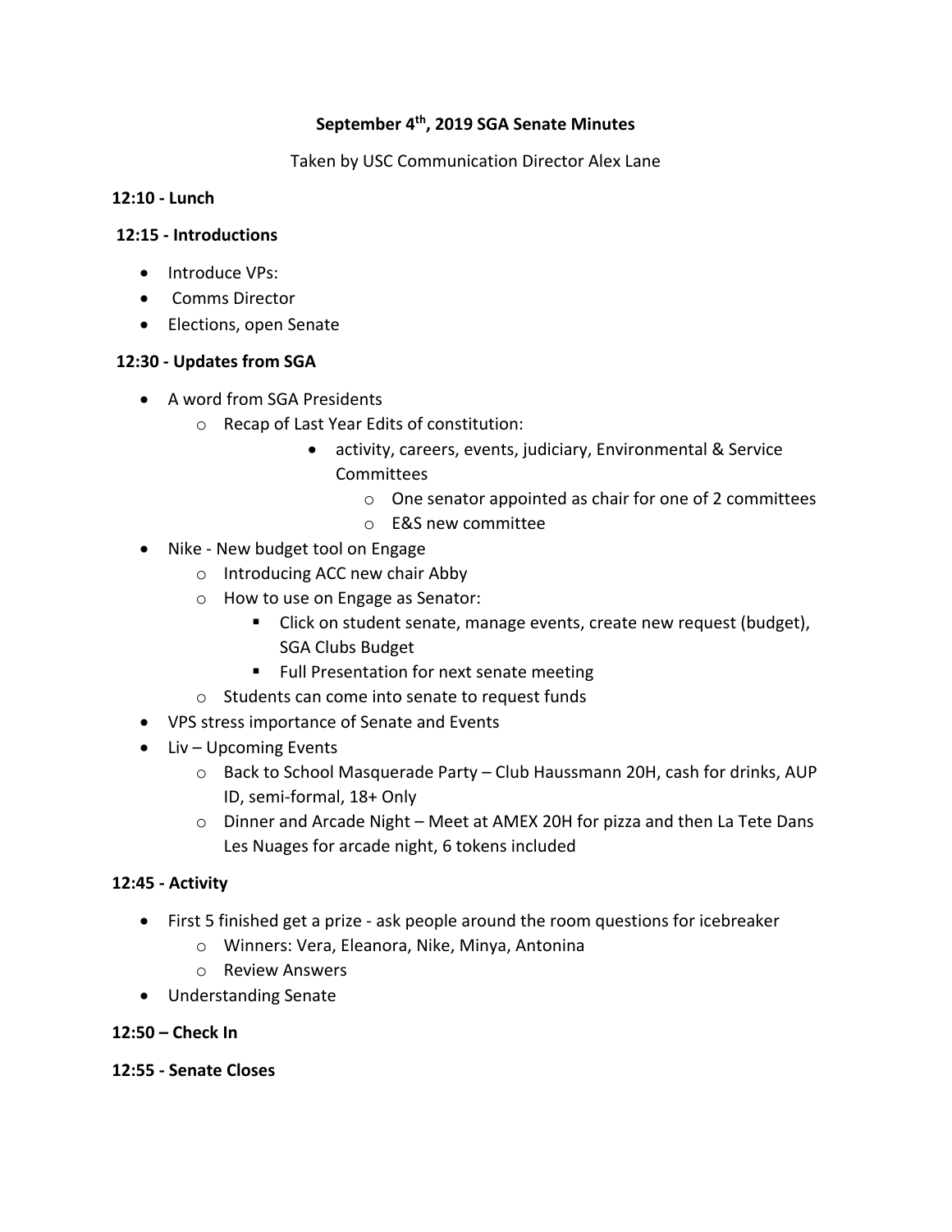**September 4th, 2019 SGA Senate Minutes**

Taken by USC Communication Director Alex Lane

**12:10 - Lunch**

**12:15 - Introductions**

- Introduce VPs:
- Comms Director
- Elections, open Senate

**12:30 - Updates from SGA**

- A word from SGA Presidents
    - Recap of Last Year Edits of constitution:
        - activity, careers, events, judiciary, Environmental & Service Committees
            - One senator appointed as chair for one of 2 committees
            - E&S new committee
- Nike - New budget tool on Engage
    - Introducing ACC new chair Abby
    - How to use on Engage as Senator:
        - Click on student senate, manage events, create new request (budget), SGA Clubs Budget
        - Full Presentation for next senate meeting
    - Students can come into senate to request funds
- VPS stress importance of Senate and Events
- Liv – Upcoming Events
    - Back to School Masquerade Party – Club Haussmann 20H, cash for drinks, AUP ID, semi-formal, 18+ Only
    - Dinner and Arcade Night – Meet at AMEX 20H for pizza and then La Tete Dans Les Nuages for arcade night, 6 tokens included

**12:45 - Activity**

- First 5 finished get a prize - ask people around the room questions for icebreaker
    - Winners: Vera, Eleanora, Nike, Minya, Antonina
    - Review Answers
- Understanding Senate

**12:50 – Check In**

**12:55 - Senate Closes**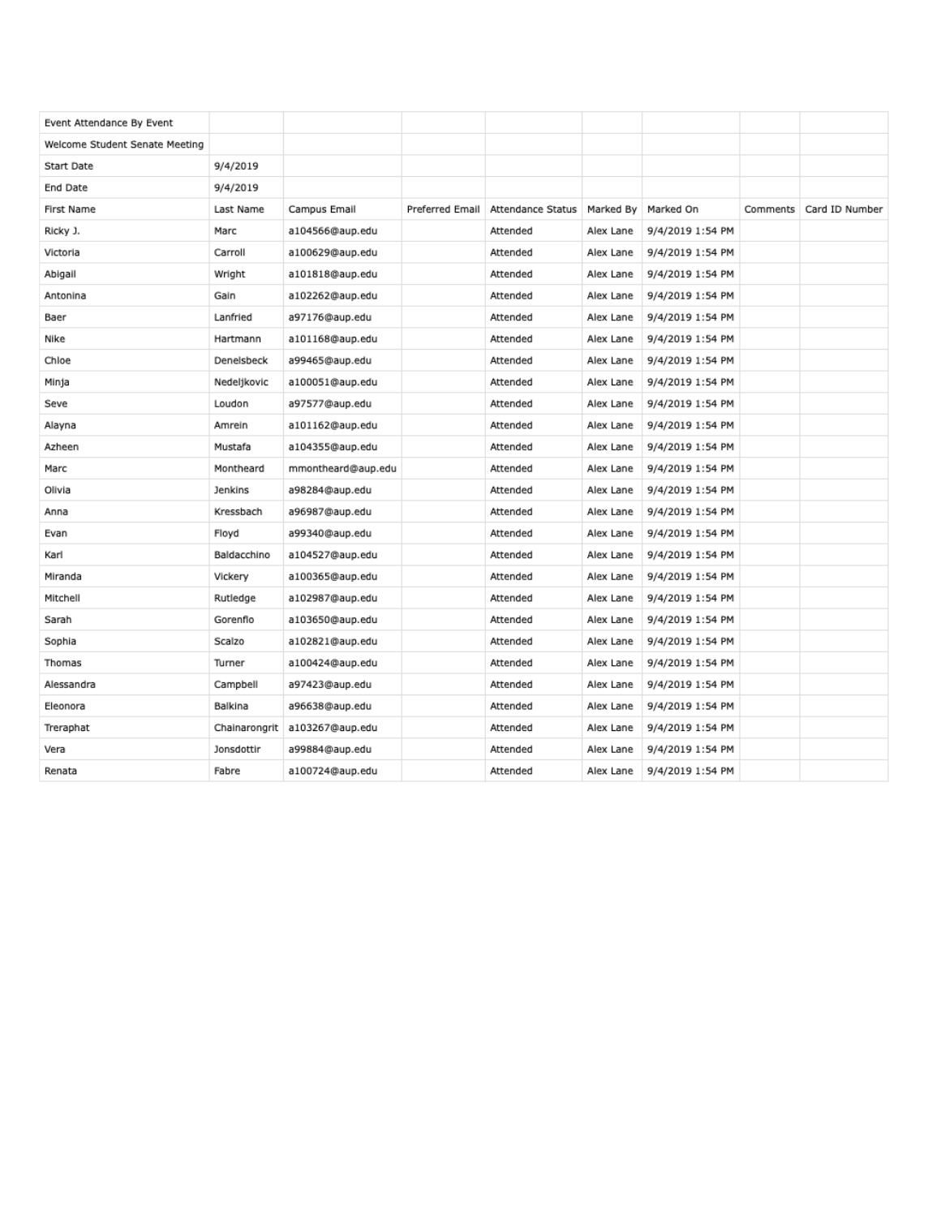| | | | | | | | | |
|---|---|---|---|---|---|---|---|---|
| Event Attendance By Event | | | | | | | | |
| Welcome Student Senate Meeting | | | | | | | | |
| Start Date | 9/4/2019 | | | | | | | |
| End Date | 9/4/2019 | | | | | | | |
| First Name | Last Name | Campus Email | Preferred Email | Attendance Status | Marked By | Marked On | Comments | Card ID Number |
| Ricky J. | Marc | a104566@aup.edu | | Attended | Alex Lane | 9/4/2019 1:54 PM | | |
| Victoria | Carroll | a100629@aup.edu | | Attended | Alex Lane | 9/4/2019 1:54 PM | | |
| Abigail | Wright | a101818@aup.edu | | Attended | Alex Lane | 9/4/2019 1:54 PM | | |
| Antonina | Gain | a102262@aup.edu | | Attended | Alex Lane | 9/4/2019 1:54 PM | | |
| Baer | Lanfried | a97176@aup.edu | | Attended | Alex Lane | 9/4/2019 1:54 PM | | |
| Nike | Hartmann | a101168@aup.edu | | Attended | Alex Lane | 9/4/2019 1:54 PM | | |
| Chloe | Denelsbeck | a99465@aup.edu | | Attended | Alex Lane | 9/4/2019 1:54 PM | | |
| Minja | Nedeljkovic | a100051@aup.edu | | Attended | Alex Lane | 9/4/2019 1:54 PM | | |
| Seve | Loudon | a97577@aup.edu | | Attended | Alex Lane | 9/4/2019 1:54 PM | | |
| Alayna | Amrein | a101162@aup.edu | | Attended | Alex Lane | 9/4/2019 1:54 PM | | |
| Azheen | Mustafa | a104355@aup.edu | | Attended | Alex Lane | 9/4/2019 1:54 PM | | |
| Marc | Montheard | mmontheard@aup.edu | | Attended | Alex Lane | 9/4/2019 1:54 PM | | |
| Olivia | Jenkins | a98284@aup.edu | | Attended | Alex Lane | 9/4/2019 1:54 PM | | |
| Anna | Kressbach | a96987@aup.edu | | Attended | Alex Lane | 9/4/2019 1:54 PM | | |
| Evan | Floyd | a99340@aup.edu | | Attended | Alex Lane | 9/4/2019 1:54 PM | | |
| Karl | Baldacchino | a104527@aup.edu | | Attended | Alex Lane | 9/4/2019 1:54 PM | | |
| Miranda | Vickery | a100365@aup.edu | | Attended | Alex Lane | 9/4/2019 1:54 PM | | |
| Mitchell | Rutledge | a102987@aup.edu | | Attended | Alex Lane | 9/4/2019 1:54 PM | | |
| Sarah | Gorenflo | a103650@aup.edu | | Attended | Alex Lane | 9/4/2019 1:54 PM | | |
| Sophia | Scalzo | a102821@aup.edu | | Attended | Alex Lane | 9/4/2019 1:54 PM | | |
| Thomas | Turner | a100424@aup.edu | | Attended | Alex Lane | 9/4/2019 1:54 PM | | |
| Alessandra | Campbell | a97423@aup.edu | | Attended | Alex Lane | 9/4/2019 1:54 PM | | |
| Eleonora | Balkina | a96638@aup.edu | | Attended | Alex Lane | 9/4/2019 1:54 PM | | |
| Treraphat | Chainarongrit | a103267@aup.edu | | Attended | Alex Lane | 9/4/2019 1:54 PM | | |
| Vera | Jonsdottir | a99884@aup.edu | | Attended | Alex Lane | 9/4/2019 1:54 PM | | |
| Renata | Fabre | a100724@aup.edu | | Attended | Alex Lane | 9/4/2019 1:54 PM | | |